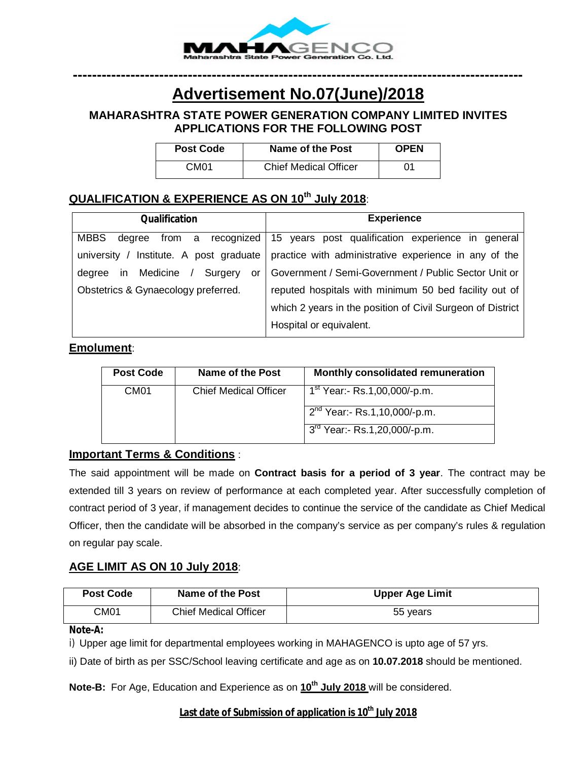# Advertisement No.07(June)/2018

## MAHARASHTRA STATE POWER GENERATION COMPANY LIMITED INVITES APPLICATIONS FOR THE FOLLOWING POST

| Post Code | Name of the Post | OPEN |
|---|---|---|
| CM01 | Chief Medical Officer | 01 |

### QUALIFICATION & EXPERIENCE AS ON 10th July 2018:

| Qualification | Experience |
|---|---|
| MBBS degree from a recognized university / Institute. A post graduate degree in Medicine / Surgery or Obstetrics & Gynaecology preferred. | 15 years post qualification experience in general practice with administrative experience in any of the Government / Semi-Government / Public Sector Unit or reputed hospitals with minimum 50 bed facility out of which 2 years in the position of Civil Surgeon of District Hospital or equivalent. |

### Emolument:

| Post Code | Name of the Post | Monthly consolidated remuneration |
|---|---|---|
| CM01 | Chief Medical Officer | 1st Year:- Rs.1,00,000/-p.m. |
| | | 2nd Year:- Rs.1,10,000/-p.m. |
| | | 3rd Year:- Rs.1,20,000/-p.m. |

### Important Terms & Conditions :

The said appointment will be made on **Contract basis for a period of 3 year**. The contract may be extended till 3 years on review of performance at each completed year. After successfully completion of contract period of 3 year, if management decides to continue the service of the candidate as Chief Medical Officer, then the candidate will be absorbed in the company's service as per company's rules & regulation on regular pay scale.

### AGE LIMIT AS ON 10 July 2018:

| Post Code | Name of the Post | Upper Age Limit |
|---|---|---|
| CM01 | Chief Medical Officer | 55 years |

**Note-A:**

i) Upper age limit for departmental employees working in MAHAGENCO is upto age of 57 yrs.

ii) Date of birth as per SSC/School leaving certificate and age as on **10.07.2018** should be mentioned.

**Note-B:** For Age, Education and Experience as on **10th July 2018** will be considered.

**Last date of Submission of application is 10th July 2018**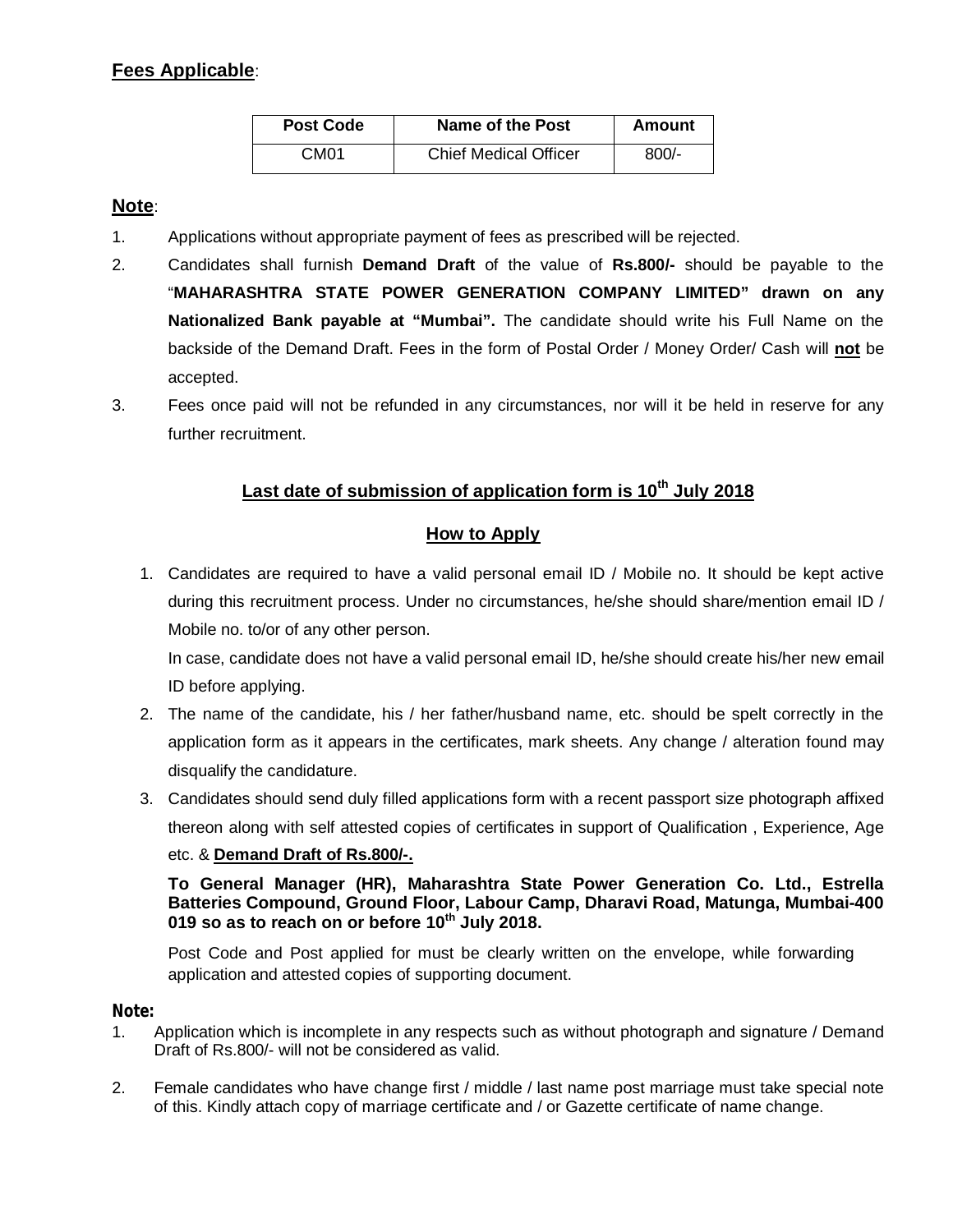**Fees Applicable**:

| Post Code | Name of the Post | Amount |
|---|---|---|
| CM01 | Chief Medical Officer | 800/- |

**Note**:

1. Applications without appropriate payment of fees as prescribed will be rejected.
2. Candidates shall furnish **Demand Draft** of the value of **Rs.800/-** should be payable to the "**MAHARASHTRA STATE POWER GENERATION COMPANY LIMITED" drawn on any Nationalized Bank payable at "Mumbai".** The candidate should write his Full Name on the backside of the Demand Draft. Fees in the form of Postal Order / Money Order/ Cash will **not** be accepted.
3. Fees once paid will not be refunded in any circumstances, nor will it be held in reserve for any further recruitment.

## Last date of submission of application form is 10th July 2018

## How to Apply

1. Candidates are required to have a valid personal email ID / Mobile no. It should be kept active during this recruitment process. Under no circumstances, he/she should share/mention email ID / Mobile no. to/or of any other person.

   In case, candidate does not have a valid personal email ID, he/she should create his/her new email ID before applying.
2. The name of the candidate, his / her father/husband name, etc. should be spelt correctly in the application form as it appears in the certificates, mark sheets. Any change / alteration found may disqualify the candidature.
3. Candidates should send duly filled applications form with a recent passport size photograph affixed thereon along with self attested copies of certificates in support of Qualification , Experience, Age etc. & **Demand Draft of Rs.800/-.**

   **To General Manager (HR), Maharashtra State Power Generation Co. Ltd., Estrella Batteries Compound, Ground Floor, Labour Camp, Dharavi Road, Matunga, Mumbai-400 019 so as to reach on or before 10th July 2018.**

   Post Code and Post applied for must be clearly written on the envelope, while forwarding application and attested copies of supporting document.

**Note:**

1. Application which is incomplete in any respects such as without photograph and signature / Demand Draft of Rs.800/- will not be considered as valid.
2. Female candidates who have change first / middle / last name post marriage must take special note of this. Kindly attach copy of marriage certificate and / or Gazette certificate of name change.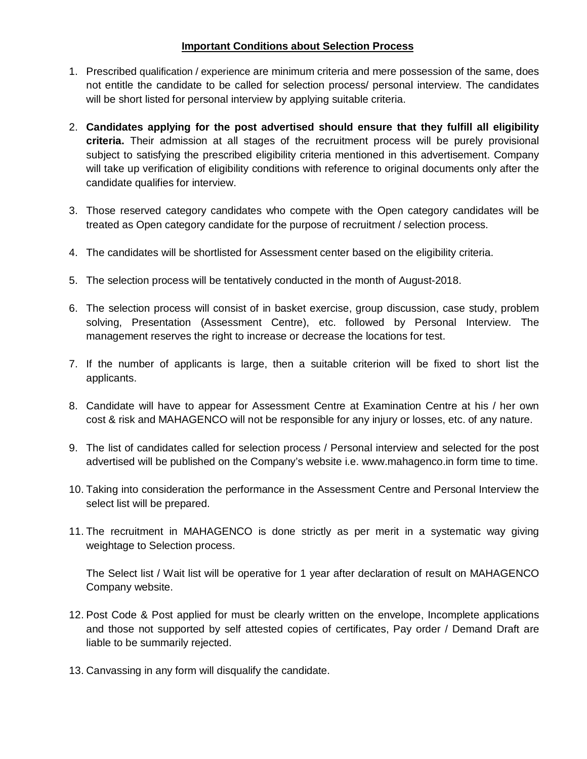**Important Conditions about Selection Process**

1. Prescribed qualification / experience are minimum criteria and mere possession of the same, does not entitle the candidate to be called for selection process/ personal interview. The candidates will be short listed for personal interview by applying suitable criteria.

2. **Candidates applying for the post advertised should ensure that they fulfill all eligibility criteria.** Their admission at all stages of the recruitment process will be purely provisional subject to satisfying the prescribed eligibility criteria mentioned in this advertisement. Company will take up verification of eligibility conditions with reference to original documents only after the candidate qualifies for interview.

3. Those reserved category candidates who compete with the Open category candidates will be treated as Open category candidate for the purpose of recruitment / selection process.

4. The candidates will be shortlisted for Assessment center based on the eligibility criteria.

5. The selection process will be tentatively conducted in the month of August-2018.

6. The selection process will consist of in basket exercise, group discussion, case study, problem solving, Presentation (Assessment Centre), etc. followed by Personal Interview. The management reserves the right to increase or decrease the locations for test.

7. If the number of applicants is large, then a suitable criterion will be fixed to short list the applicants.

8. Candidate will have to appear for Assessment Centre at Examination Centre at his / her own cost & risk and MAHAGENCO will not be responsible for any injury or losses, etc. of any nature.

9. The list of candidates called for selection process / Personal interview and selected for the post advertised will be published on the Company's website i.e. www.mahagenco.in form time to time.

10. Taking into consideration the performance in the Assessment Centre and Personal Interview the select list will be prepared.

11. The recruitment in MAHAGENCO is done strictly as per merit in a systematic way giving weightage to Selection process.

    The Select list / Wait list will be operative for 1 year after declaration of result on MAHAGENCO Company website.

12. Post Code & Post applied for must be clearly written on the envelope, Incomplete applications and those not supported by self attested copies of certificates, Pay order / Demand Draft are liable to be summarily rejected.

13. Canvassing in any form will disqualify the candidate.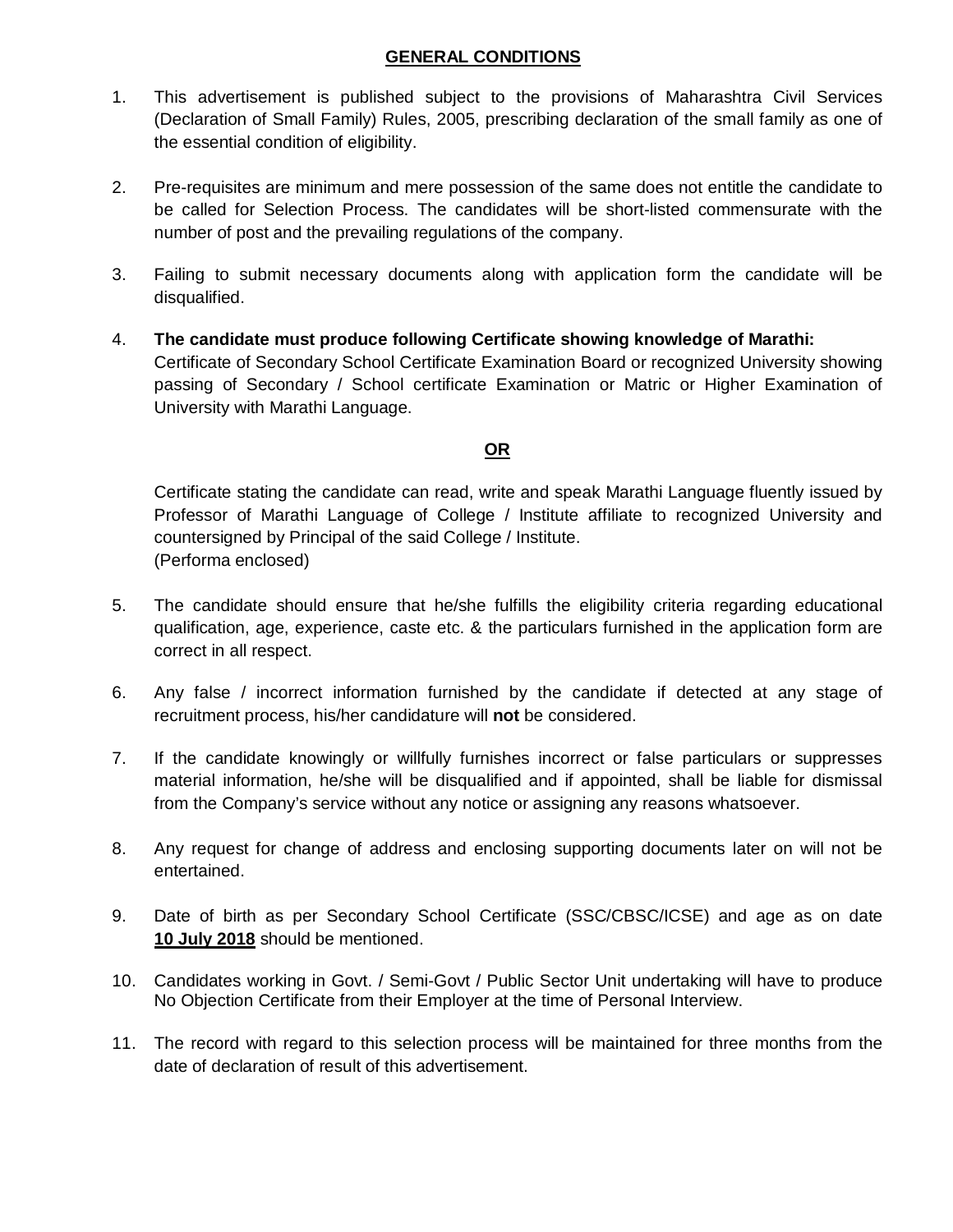## GENERAL CONDITIONS

1. This advertisement is published subject to the provisions of Maharashtra Civil Services (Declaration of Small Family) Rules, 2005, prescribing declaration of the small family as one of the essential condition of eligibility.

2. Pre-requisites are minimum and mere possession of the same does not entitle the candidate to be called for Selection Process. The candidates will be short-listed commensurate with the number of post and the prevailing regulations of the company.

3. Failing to submit necessary documents along with application form the candidate will be disqualified.

4. **The candidate must produce following Certificate showing knowledge of Marathi:**
   Certificate of Secondary School Certificate Examination Board or recognized University showing passing of Secondary / School certificate Examination or Matric or Higher Examination of University with Marathi Language.

   **OR**

   Certificate stating the candidate can read, write and speak Marathi Language fluently issued by Professor of Marathi Language of College / Institute affiliate to recognized University and countersigned by Principal of the said College / Institute.
   (Performa enclosed)

5. The candidate should ensure that he/she fulfills the eligibility criteria regarding educational qualification, age, experience, caste etc. & the particulars furnished in the application form are correct in all respect.

6. Any false / incorrect information furnished by the candidate if detected at any stage of recruitment process, his/her candidature will **not** be considered.

7. If the candidate knowingly or willfully furnishes incorrect or false particulars or suppresses material information, he/she will be disqualified and if appointed, shall be liable for dismissal from the Company's service without any notice or assigning any reasons whatsoever.

8. Any request for change of address and enclosing supporting documents later on will not be entertained.

9. Date of birth as per Secondary School Certificate (SSC/CBSC/ICSE) and age as on date **10 July 2018** should be mentioned.

10. Candidates working in Govt. / Semi-Govt / Public Sector Unit undertaking will have to produce No Objection Certificate from their Employer at the time of Personal Interview.

11. The record with regard to this selection process will be maintained for three months from the date of declaration of result of this advertisement.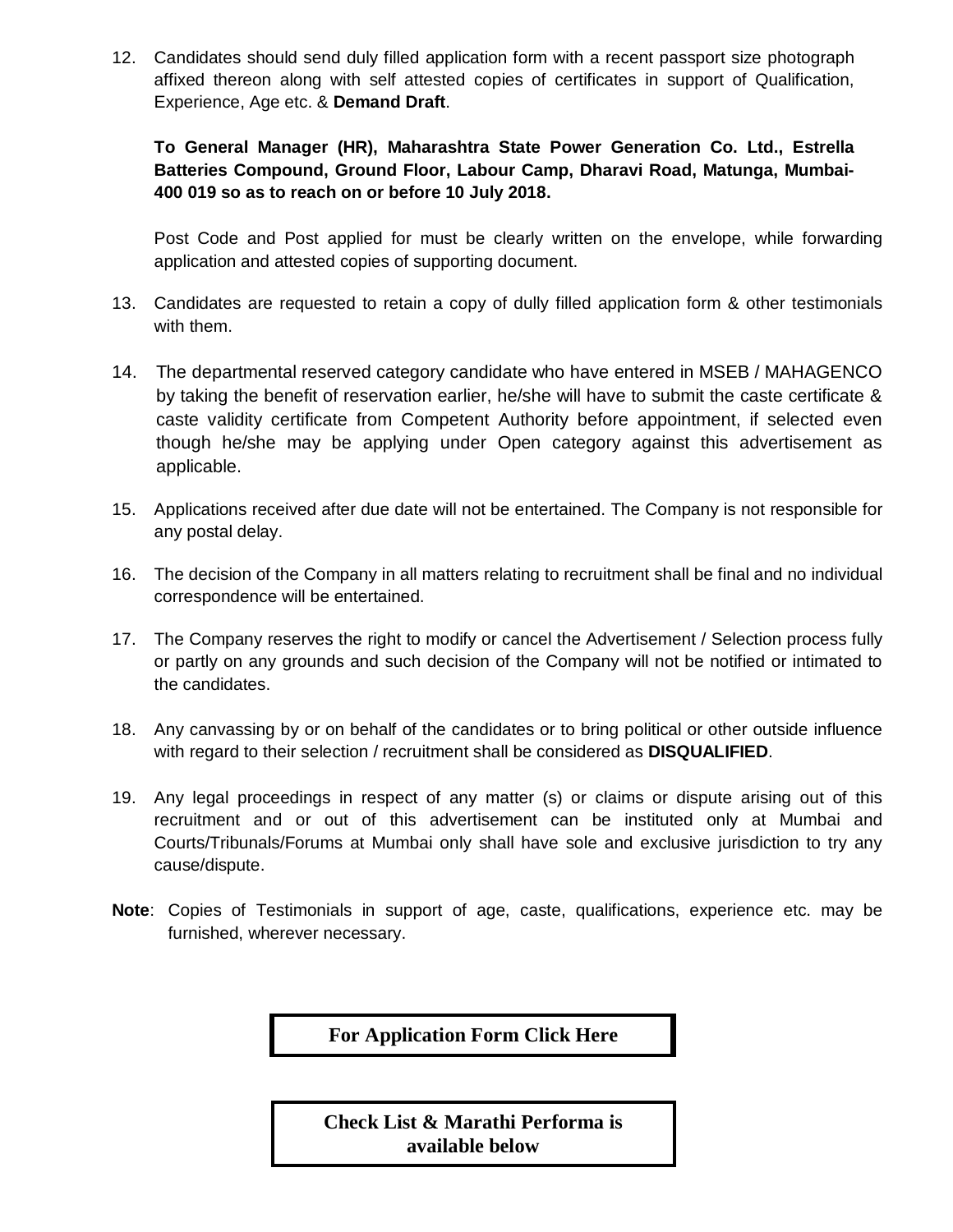12. Candidates should send duly filled application form with a recent passport size photograph affixed thereon along with self attested copies of certificates in support of Qualification, Experience, Age etc. & **Demand Draft**.

    **To General Manager (HR), Maharashtra State Power Generation Co. Ltd., Estrella Batteries Compound, Ground Floor, Labour Camp, Dharavi Road, Matunga, Mumbai-400 019 so as to reach on or before 10 July 2018.**

    Post Code and Post applied for must be clearly written on the envelope, while forwarding application and attested copies of supporting document.

13. Candidates are requested to retain a copy of dully filled application form & other testimonials with them.

14. The departmental reserved category candidate who have entered in MSEB / MAHAGENCO by taking the benefit of reservation earlier, he/she will have to submit the caste certificate & caste validity certificate from Competent Authority before appointment, if selected even though he/she may be applying under Open category against this advertisement as applicable.

15. Applications received after due date will not be entertained. The Company is not responsible for any postal delay.

16. The decision of the Company in all matters relating to recruitment shall be final and no individual correspondence will be entertained.

17. The Company reserves the right to modify or cancel the Advertisement / Selection process fully or partly on any grounds and such decision of the Company will not be notified or intimated to the candidates.

18. Any canvassing by or on behalf of the candidates or to bring political or other outside influence with regard to their selection / recruitment shall be considered as **DISQUALIFIED**.

19. Any legal proceedings in respect of any matter (s) or claims or dispute arising out of this recruitment and or out of this advertisement can be instituted only at Mumbai and Courts/Tribunals/Forums at Mumbai only shall have sole and exclusive jurisdiction to try any cause/dispute.

**Note**: Copies of Testimonials in support of age, caste, qualifications, experience etc. may be furnished, wherever necessary.

**For Application Form Click Here**

**Check List & Marathi Performa is available below**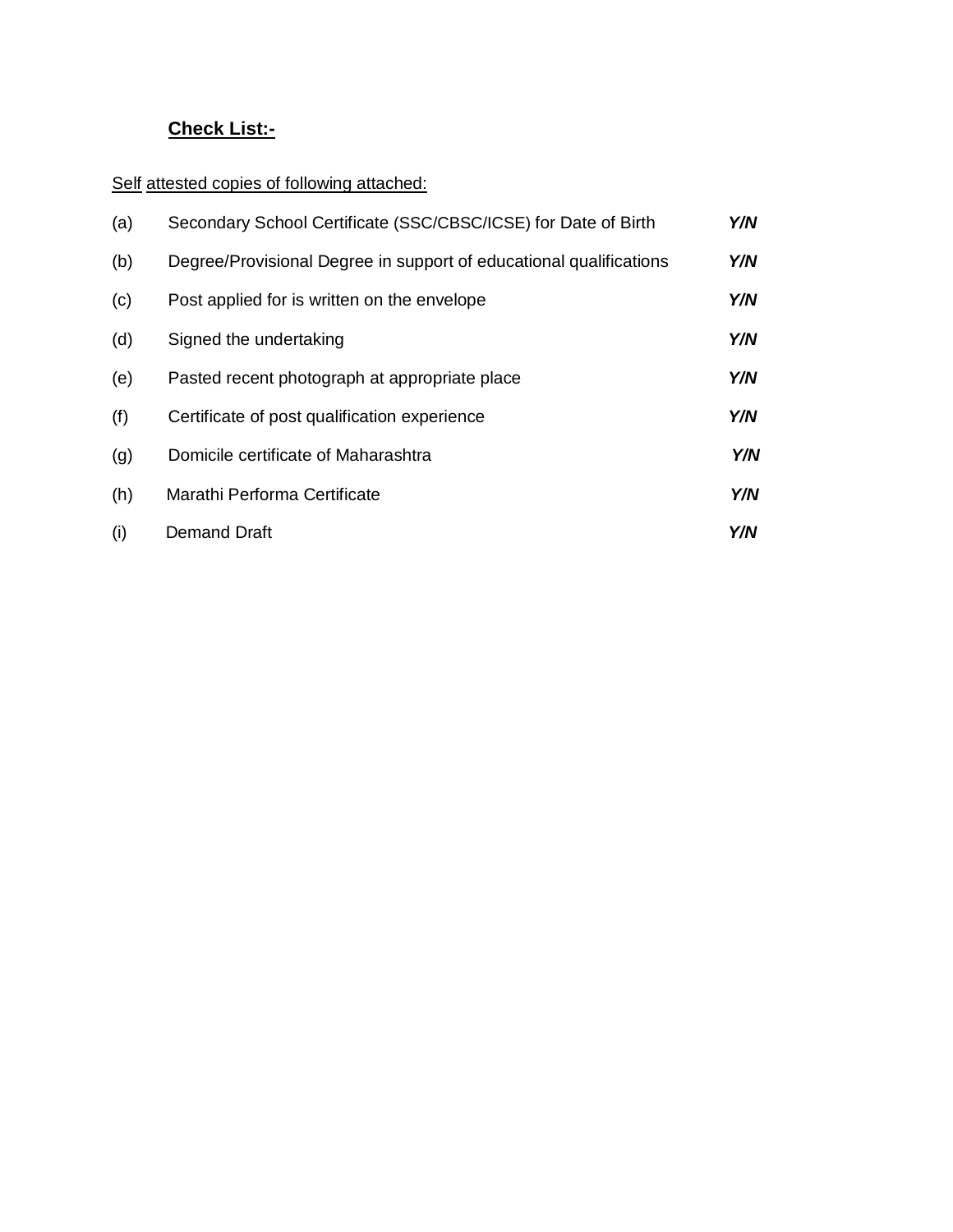**Check List:-**

Self attested copies of following attached:

| | | |
|---|---|---|
| (a) | Secondary School Certificate (SSC/CBSC/ICSE) for Date of Birth | ***Y/N*** |
| (b) | Degree/Provisional Degree in support of educational qualifications | ***Y/N*** |
| (c) | Post applied for is written on the envelope | ***Y/N*** |
| (d) | Signed the undertaking | ***Y/N*** |
| (e) | Pasted recent photograph at appropriate place | ***Y/N*** |
| (f) | Certificate of post qualification experience | ***Y/N*** |
| (g) | Domicile certificate of Maharashtra | ***Y/N*** |
| (h) | Marathi Performa Certificate | ***Y/N*** |
| (i) | Demand Draft | ***Y/N*** |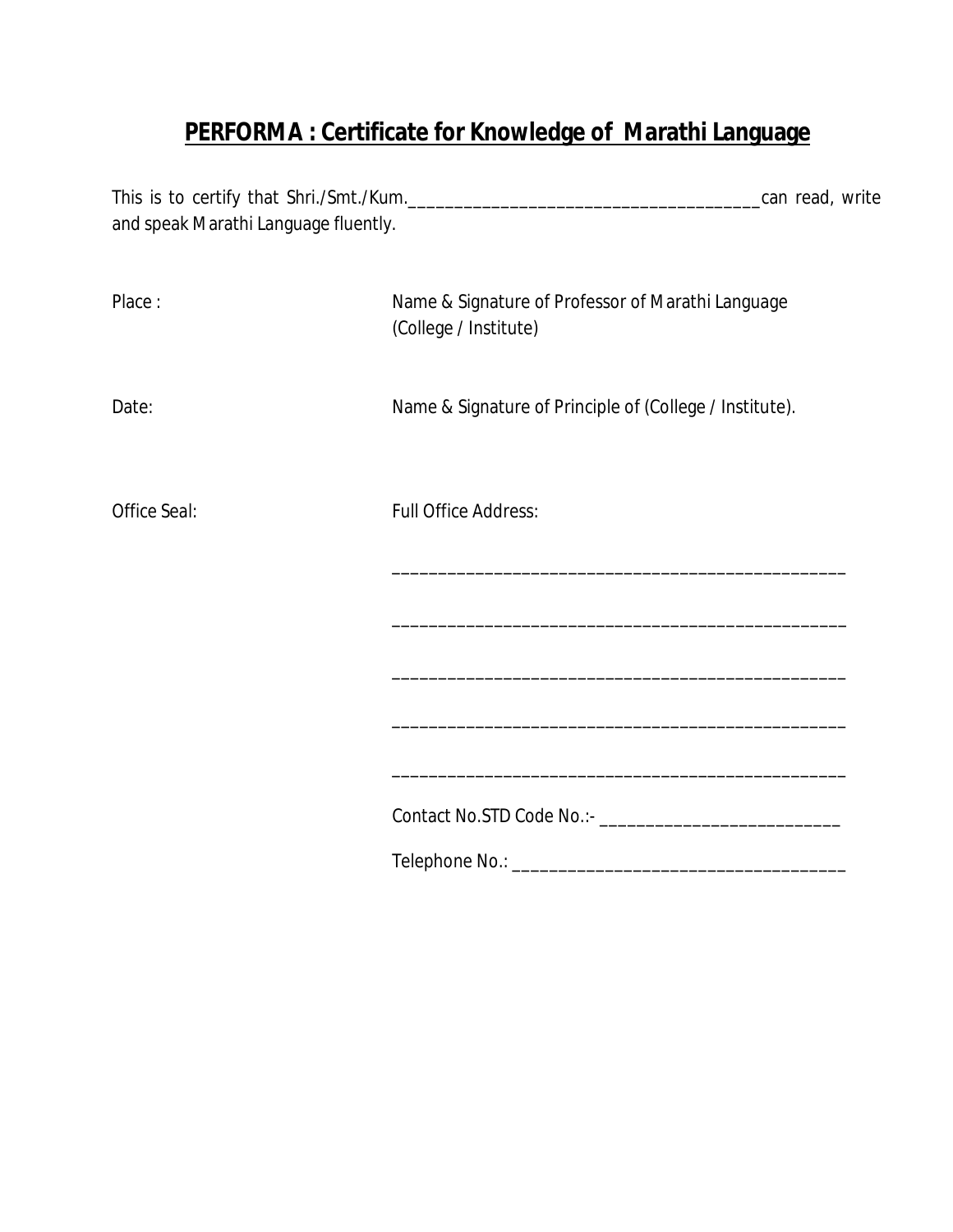## PERFORMA : Certificate for Knowledge of Marathi Language

This is to certify that Shri./Smt./Kum.______________________________________can read, write and speak Marathi Language fluently.

Place : Name & Signature of Professor of Marathi Language (College / Institute)

Date: Name & Signature of Principle of (College / Institute).

Office Seal: Full Office Address:

__________________________________________________

__________________________________________________

__________________________________________________

__________________________________________________

__________________________________________________

Contact No.STD Code No.:- __________________________

Telephone No.: ____________________________________